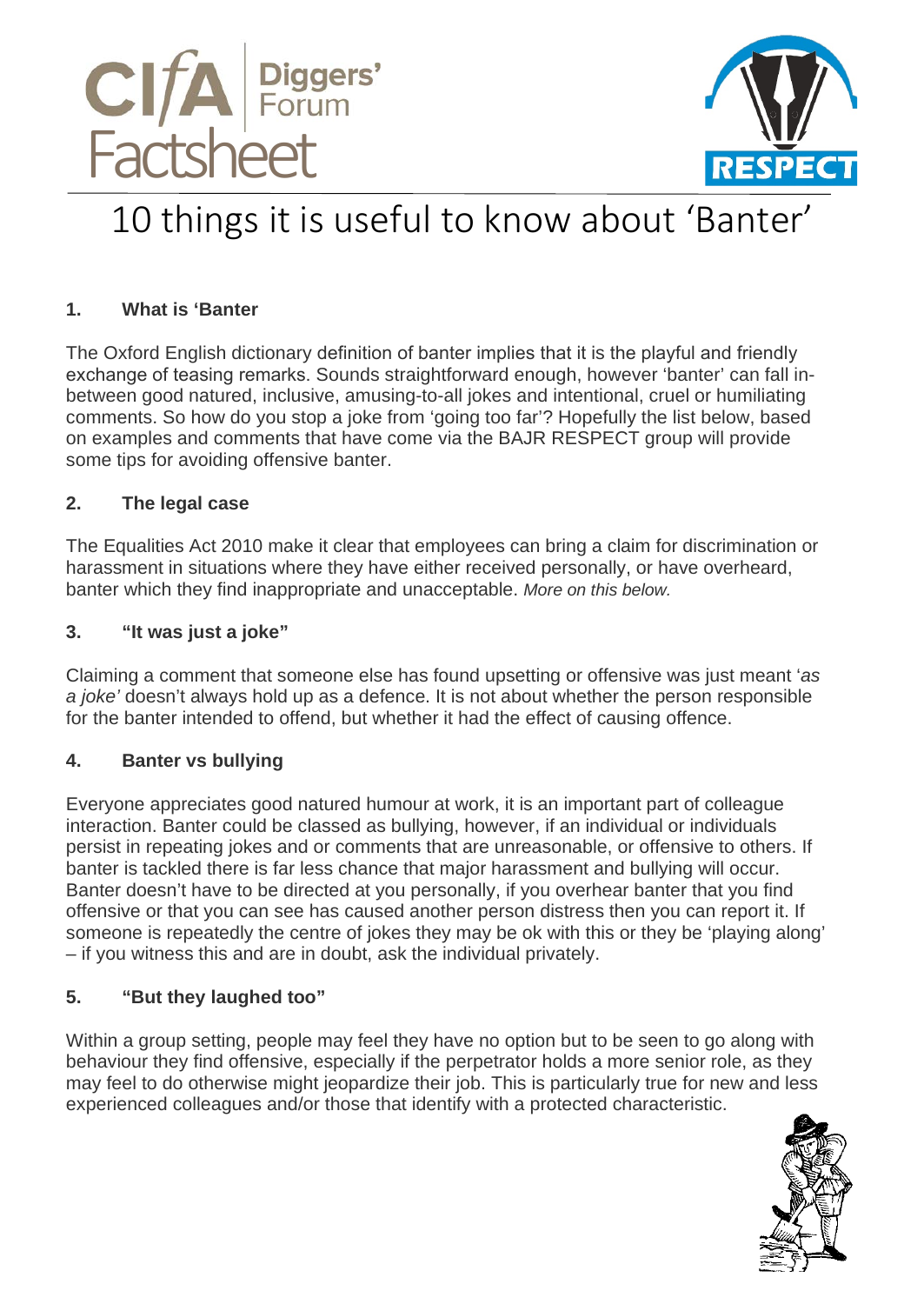CIfA Diggers' Forum Factsheet

RESPECT

# 10 things it is useful to know about 'Banter'

### 1. What is 'Banter

The Oxford English dictionary definition of banter implies that it is the playful and friendly exchange of teasing remarks. Sounds straightforward enough, however 'banter' can fall in-between good natured, inclusive, amusing-to-all jokes and intentional, cruel or humiliating comments. So how do you stop a joke from 'going too far'? Hopefully the list below, based on examples and comments that have come via the BAJR RESPECT group will provide some tips for avoiding offensive banter.

### 2. The legal case

The Equalities Act 2010 make it clear that employees can bring a claim for discrimination or harassment in situations where they have either received personally, or have overheard, banter which they find inappropriate and unacceptable. *More on this below.*

### 3. "It was just a joke"

Claiming a comment that someone else has found upsetting or offensive was just meant '*as a joke'* doesn't always hold up as a defence. It is not about whether the person responsible for the banter intended to offend, but whether it had the effect of causing offence.

### 4. Banter vs bullying

Everyone appreciates good natured humour at work, it is an important part of colleague interaction. Banter could be classed as bullying, however, if an individual or individuals persist in repeating jokes and or comments that are unreasonable, or offensive to others. If banter is tackled there is far less chance that major harassment and bullying will occur. Banter doesn't have to be directed at you personally, if you overhear banter that you find offensive or that you can see has caused another person distress then you can report it. If someone is repeatedly the centre of jokes they may be ok with this or they be 'playing along' – if you witness this and are in doubt, ask the individual privately.

### 5. "But they laughed too"

Within a group setting, people may feel they have no option but to be seen to go along with behaviour they find offensive, especially if the perpetrator holds a more senior role, as they may feel to do otherwise might jeopardize their job. This is particularly true for new and less experienced colleagues and/or those that identify with a protected characteristic.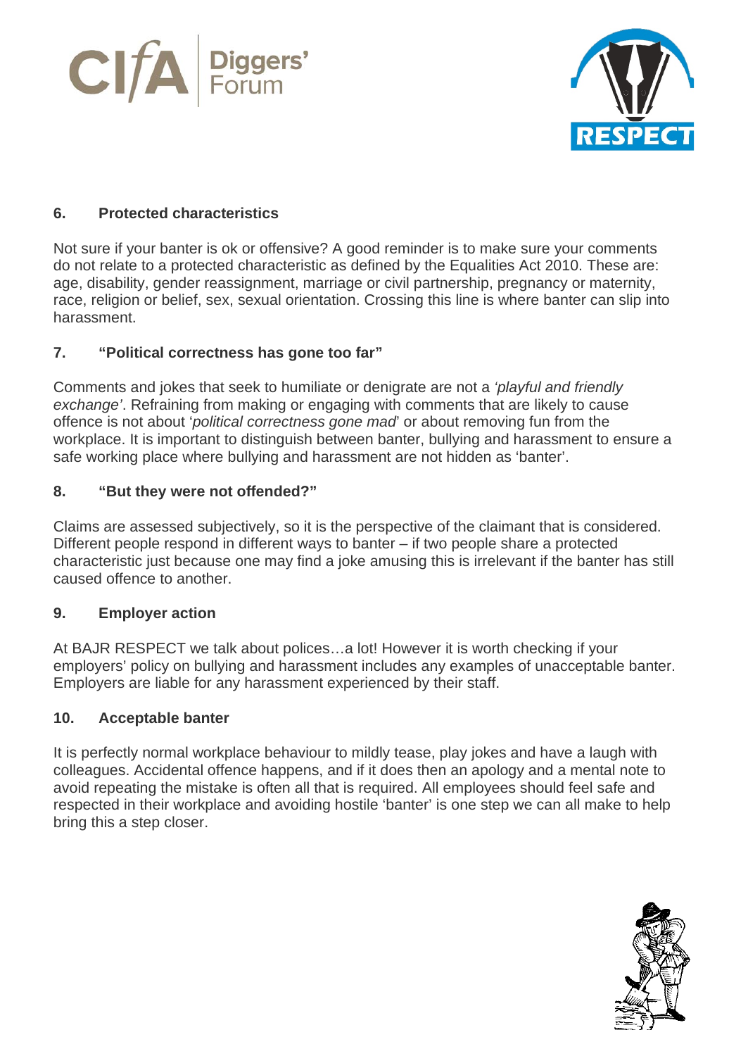### 6. Protected characteristics

Not sure if your banter is ok or offensive? A good reminder is to make sure your comments do not relate to a protected characteristic as defined by the Equalities Act 2010. These are: age, disability, gender reassignment, marriage or civil partnership, pregnancy or maternity, race, religion or belief, sex, sexual orientation. Crossing this line is where banter can slip into harassment.

### 7. "Political correctness has gone too far"

Comments and jokes that seek to humiliate or denigrate are not a *'playful and friendly exchange'*. Refraining from making or engaging with comments that are likely to cause offence is not about '*political correctness gone mad*' or about removing fun from the workplace. It is important to distinguish between banter, bullying and harassment to ensure a safe working place where bullying and harassment are not hidden as 'banter'.

### 8. "But they were not offended?"

Claims are assessed subjectively, so it is the perspective of the claimant that is considered. Different people respond in different ways to banter – if two people share a protected characteristic just because one may find a joke amusing this is irrelevant if the banter has still caused offence to another.

### 9. Employer action

At BAJR RESPECT we talk about polices…a lot! However it is worth checking if your employers' policy on bullying and harassment includes any examples of unacceptable banter. Employers are liable for any harassment experienced by their staff.

### 10. Acceptable banter

It is perfectly normal workplace behaviour to mildly tease, play jokes and have a laugh with colleagues. Accidental offence happens, and if it does then an apology and a mental note to avoid repeating the mistake is often all that is required. All employees should feel safe and respected in their workplace and avoiding hostile 'banter' is one step we can all make to help bring this a step closer.